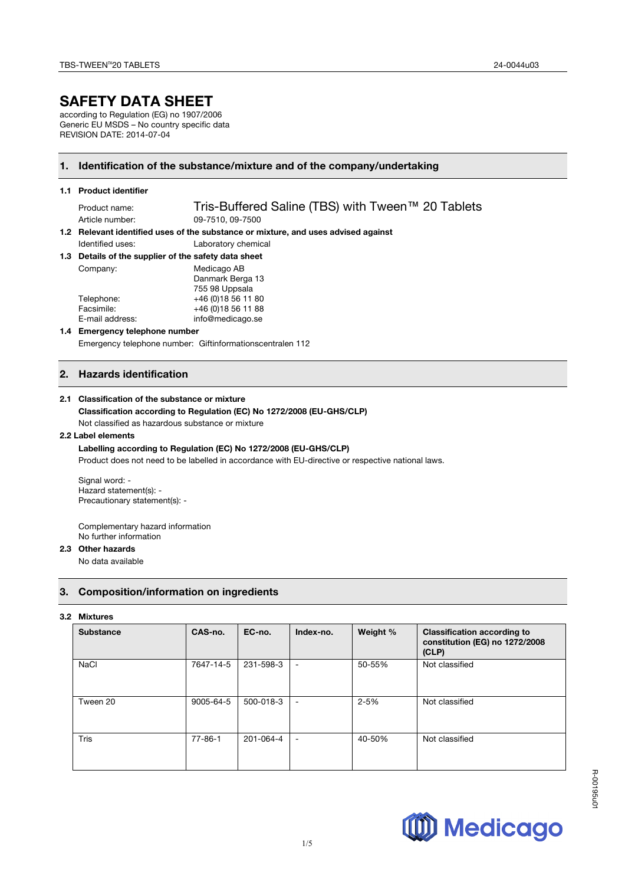# SAFETY DATA SHEET

according to Regulation (EG) no 1907/2006
Generic EU MSDS – No country specific data
REVISION DATE: 2014-07-04

## 1. Identification of the substance/mixture and of the company/undertaking

### 1.1 Product identifier

Product name: Tris-Buffered Saline (TBS) with Tween™ 20 Tablets
Article number: 09-7510, 09-7500

### 1.2 Relevant identified uses of the substance or mixture, and uses advised against

Identified uses: Laboratory chemical

### 1.3 Details of the supplier of the safety data sheet

Company: Medicago AB
Danmark Berga 13
755 98 Uppsala
Telephone: +46 (0)18 56 11 80
Facsimile: +46 (0)18 56 11 88
E-mail address: info@medicago.se

### 1.4 Emergency telephone number

Emergency telephone number: Giftinformationscentralen 112

## 2. Hazards identification

### 2.1 Classification of the substance or mixture

**Classification according to Regulation (EC) No 1272/2008 (EU-GHS/CLP)**
Not classified as hazardous substance or mixture

### 2.2 Label elements

**Labelling according to Regulation (EC) No 1272/2008 (EU-GHS/CLP)**
Product does not need to be labelled in accordance with EU-directive or respective national laws.

Signal word: -
Hazard statement(s): -
Precautionary statement(s): -

Complementary hazard information
No further information

### 2.3 Other hazards

No data available

## 3. Composition/information on ingredients

### 3.2 Mixtures

| Substance | CAS-no. | EC-no. | Index-no. | Weight % | Classification according to constitution (EG) no 1272/2008 (CLP) |
|---|---|---|---|---|---|
| NaCl | 7647-14-5 | 231-598-3 | - | 50-55% | Not classified |
| Tween 20 | 9005-64-5 | 500-018-3 | - | 2-5% | Not classified |
| Tris | 77-86-1 | 201-064-4 | - | 40-50% | Not classified |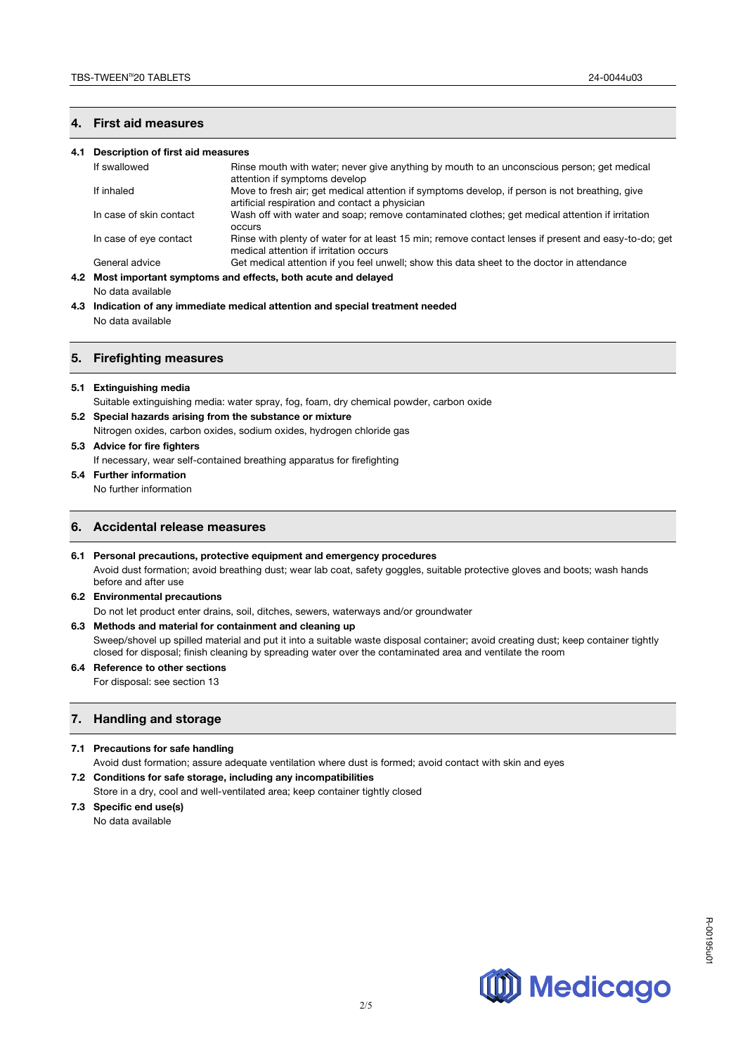## 4. First aid measures

### 4.1 Description of first aid measures

| | |
|---|---|
| If swallowed | Rinse mouth with water; never give anything by mouth to an unconscious person; get medical attention if symptoms develop |
| If inhaled | Move to fresh air; get medical attention if symptoms develop, if person is not breathing, give artificial respiration and contact a physician |
| In case of skin contact | Wash off with water and soap; remove contaminated clothes; get medical attention if irritation occurs |
| In case of eye contact | Rinse with plenty of water for at least 15 min; remove contact lenses if present and easy-to-do; get medical attention if irritation occurs |
| General advice | Get medical attention if you feel unwell; show this data sheet to the doctor in attendance |

### 4.2 Most important symptoms and effects, both acute and delayed

No data available

### 4.3 Indication of any immediate medical attention and special treatment needed

No data available

## 5. Firefighting measures

### 5.1 Extinguishing media

Suitable extinguishing media: water spray, fog, foam, dry chemical powder, carbon oxide

### 5.2 Special hazards arising from the substance or mixture

Nitrogen oxides, carbon oxides, sodium oxides, hydrogen chloride gas

### 5.3 Advice for fire fighters

If necessary, wear self-contained breathing apparatus for firefighting

### 5.4 Further information

No further information

## 6. Accidental release measures

### 6.1 Personal precautions, protective equipment and emergency procedures

Avoid dust formation; avoid breathing dust; wear lab coat, safety goggles, suitable protective gloves and boots; wash hands before and after use

### 6.2 Environmental precautions

Do not let product enter drains, soil, ditches, sewers, waterways and/or groundwater

### 6.3 Methods and material for containment and cleaning up

Sweep/shovel up spilled material and put it into a suitable waste disposal container; avoid creating dust; keep container tightly closed for disposal; finish cleaning by spreading water over the contaminated area and ventilate the room

### 6.4 Reference to other sections

For disposal: see section 13

## 7. Handling and storage

### 7.1 Precautions for safe handling

Avoid dust formation; assure adequate ventilation where dust is formed; avoid contact with skin and eyes

### 7.2 Conditions for safe storage, including any incompatibilities

Store in a dry, cool and well-ventilated area; keep container tightly closed

### 7.3 Specific end use(s)

No data available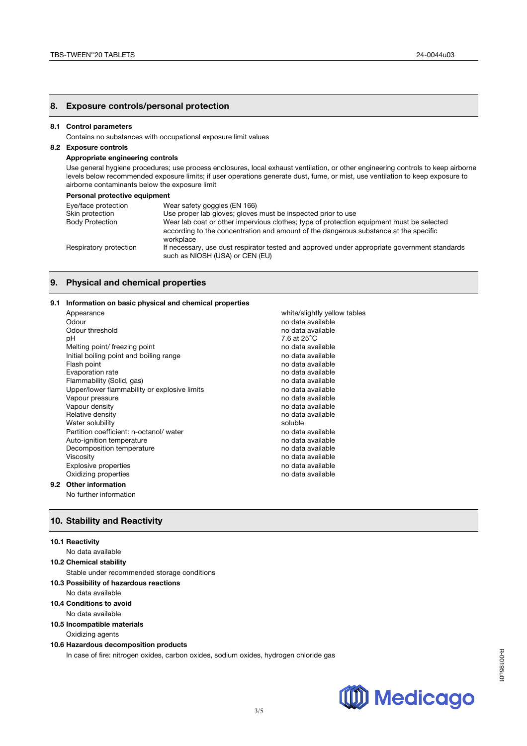## 8. Exposure controls/personal protection

### 8.1 Control parameters

Contains no substances with occupational exposure limit values

### 8.2 Exposure controls

**Appropriate engineering controls**

Use general hygiene procedures; use process enclosures, local exhaust ventilation, or other engineering controls to keep airborne levels below recommended exposure limits; if user operations generate dust, fume, or mist, use ventilation to keep exposure to airborne contaminants below the exposure limit

**Personal protective equipment**

| | |
|---|---|
| Eye/face protection | Wear safety goggles (EN 166) |
| Skin protection | Use proper lab gloves; gloves must be inspected prior to use |
| Body Protection | Wear lab coat or other impervious clothes; type of protection equipment must be selected according to the concentration and amount of the dangerous substance at the specific workplace |
| Respiratory protection | If necessary, use dust respirator tested and approved under appropriate government standards such as NIOSH (USA) or CEN (EU) |

## 9. Physical and chemical properties

### 9.1 Information on basic physical and chemical properties

| | |
|---|---|
| Appearance | white/slightly yellow tables |
| Odour | no data available |
| Odour threshold | no data available |
| pH | 7.6 at 25°C |
| Melting point/ freezing point | no data available |
| Initial boiling point and boiling range | no data available |
| Flash point | no data available |
| Evaporation rate | no data available |
| Flammability (Solid, gas) | no data available |
| Upper/lower flammability or explosive limits | no data available |
| Vapour pressure | no data available |
| Vapour density | no data available |
| Relative density | no data available |
| Water solubility | soluble |
| Partition coefficient: n-octanol/ water | no data available |
| Auto-ignition temperature | no data available |
| Decomposition temperature | no data available |
| Viscosity | no data available |
| Explosive properties | no data available |
| Oxidizing properties | no data available |

### 9.2 Other information

No further information

## 10. Stability and Reactivity

### 10.1 Reactivity

No data available

### 10.2 Chemical stability

Stable under recommended storage conditions

### 10.3 Possibility of hazardous reactions

No data available

### 10.4 Conditions to avoid

No data available

### 10.5 Incompatible materials

Oxidizing agents

### 10.6 Hazardous decomposition products

In case of fire: nitrogen oxides, carbon oxides, sodium oxides, hydrogen chloride gas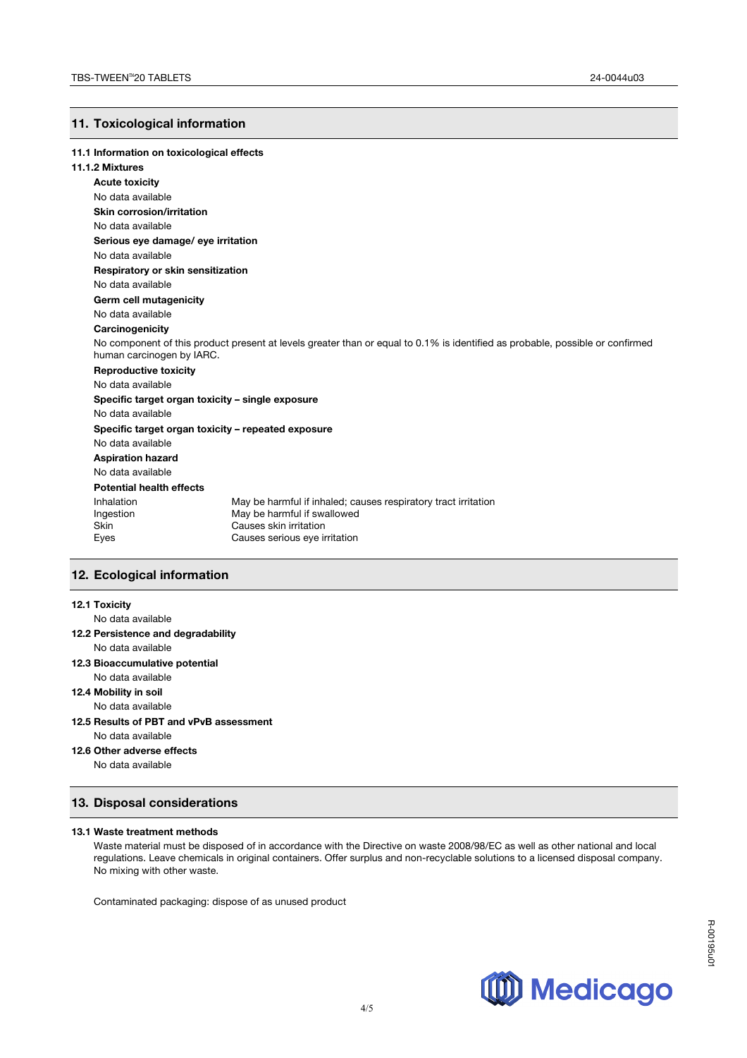## 11. Toxicological information

### 11.1 Information on toxicological effects

### 11.1.2 Mixtures

**Acute toxicity**

No data available

**Skin corrosion/irritation**

No data available

**Serious eye damage/ eye irritation**

No data available

**Respiratory or skin sensitization**

No data available

**Germ cell mutagenicity**

No data available

**Carcinogenicity**

No component of this product present at levels greater than or equal to 0.1% is identified as probable, possible or confirmed human carcinogen by IARC.

**Reproductive toxicity**

No data available

**Specific target organ toxicity – single exposure**

No data available

**Specific target organ toxicity – repeated exposure**

No data available

**Aspiration hazard**

No data available

**Potential health effects**

| | |
|---|---|
| Inhalation | May be harmful if inhaled; causes respiratory tract irritation |
| Ingestion | May be harmful if swallowed |
| Skin | Causes skin irritation |
| Eyes | Causes serious eye irritation |

## 12. Ecological information

**12.1 Toxicity**

No data available

**12.2 Persistence and degradability**

No data available

**12.3 Bioaccumulative potential**

No data available

**12.4 Mobility in soil**

No data available

**12.5 Results of PBT and vPvB assessment**

No data available

**12.6 Other adverse effects**

No data available

## 13. Disposal considerations

**13.1 Waste treatment methods**

Waste material must be disposed of in accordance with the Directive on waste 2008/98/EC as well as other national and local regulations. Leave chemicals in original containers. Offer surplus and non-recyclable solutions to a licensed disposal company. No mixing with other waste.

Contaminated packaging: dispose of as unused product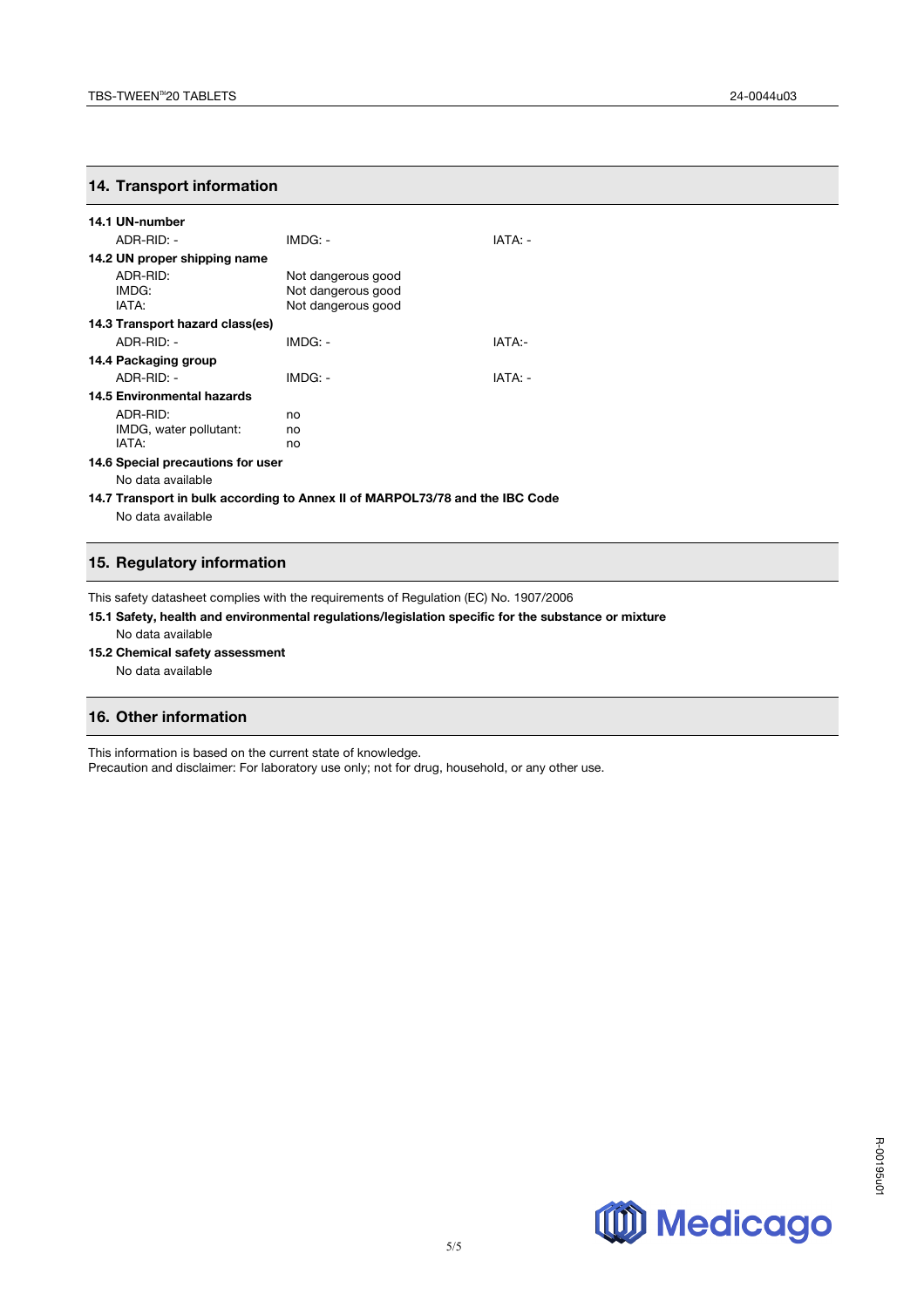## 14. Transport information

**14.1 UN-number**

| | | |
|---|---|---|
| ADR-RID: - | IMDG: - | IATA: - |

**14.2 UN proper shipping name**

| | |
|---|---|
| ADR-RID: | Not dangerous good |
| IMDG: | Not dangerous good |
| IATA: | Not dangerous good |

**14.3 Transport hazard class(es)**

| | | |
|---|---|---|
| ADR-RID: - | IMDG: - | IATA:- |

**14.4 Packaging group**

| | | |
|---|---|---|
| ADR-RID: - | IMDG: - | IATA: - |

**14.5 Environmental hazards**

| | |
|---|---|
| ADR-RID: | no |
| IMDG, water pollutant: | no |
| IATA: | no |

**14.6 Special precautions for user**

No data available

**14.7 Transport in bulk according to Annex II of MARPOL73/78 and the IBC Code**

No data available

## 15. Regulatory information

This safety datasheet complies with the requirements of Regulation (EC) No. 1907/2006

**15.1 Safety, health and environmental regulations/legislation specific for the substance or mixture**

No data available

**15.2 Chemical safety assessment**

No data available

## 16. Other information

This information is based on the current state of knowledge.
Precaution and disclaimer: For laboratory use only; not for drug, household, or any other use.